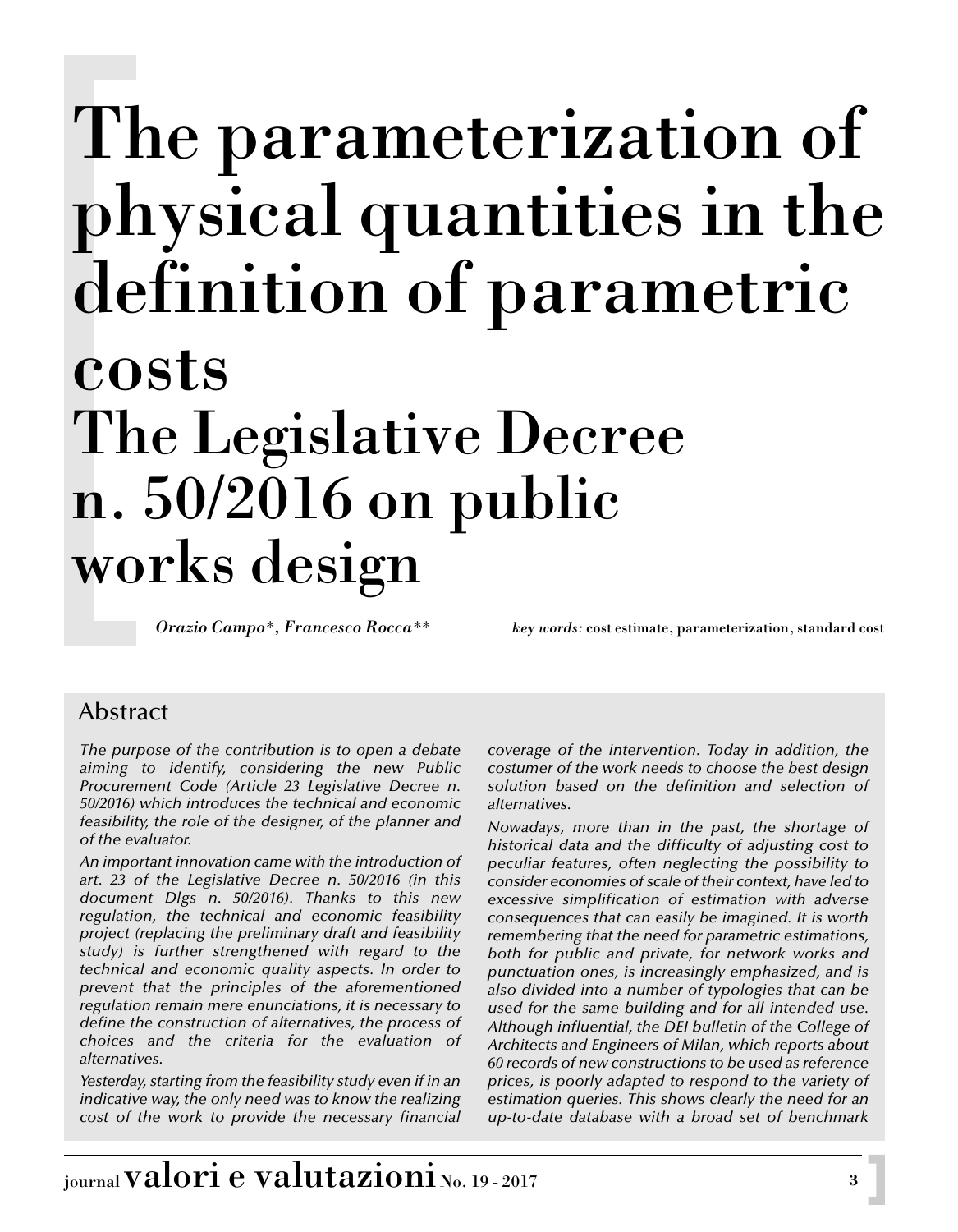# The parameterization of physical quantities in the definition of parametric costs
# The Legislative Decree n. 50/2016 on public works design

*Orazio Campo\*, Francesco Rocca\*\**

*key words:* cost estimate, parameterization, standard cost

## Abstract

*The purpose of the contribution is to open a debate aiming to identify, considering the new Public Procurement Code (Article 23 Legislative Decree n. 50/2016) which introduces the technical and economic feasibility, the role of the designer, of the planner and of the evaluator.*

*An important innovation came with the introduction of art. 23 of the Legislative Decree n. 50/2016 (in this document Dlgs n. 50/2016). Thanks to this new regulation, the technical and economic feasibility project (replacing the preliminary draft and feasibility study) is further strengthened with regard to the technical and economic quality aspects. In order to prevent that the principles of the aforementioned regulation remain mere enunciations, it is necessary to define the construction of alternatives, the process of choices and the criteria for the evaluation of alternatives.*

*Yesterday, starting from the feasibility study even if in an indicative way, the only need was to know the realizing cost of the work to provide the necessary financial coverage of the intervention. Today in addition, the costumer of the work needs to choose the best design solution based on the definition and selection of alternatives.*

*Nowadays, more than in the past, the shortage of historical data and the difficulty of adjusting cost to peculiar features, often neglecting the possibility to consider economies of scale of their context, have led to excessive simplification of estimation with adverse consequences that can easily be imagined. It is worth remembering that the need for parametric estimations, both for public and private, for network works and punctuation ones, is increasingly emphasized, and is also divided into a number of typologies that can be used for the same building and for all intended use. Although influential, the DEI bulletin of the College of Architects and Engineers of Milan, which reports about 60 records of new constructions to be used as reference prices, is poorly adapted to respond to the variety of estimation queries. This shows clearly the need for an up-to-date database with a broad set of benchmark*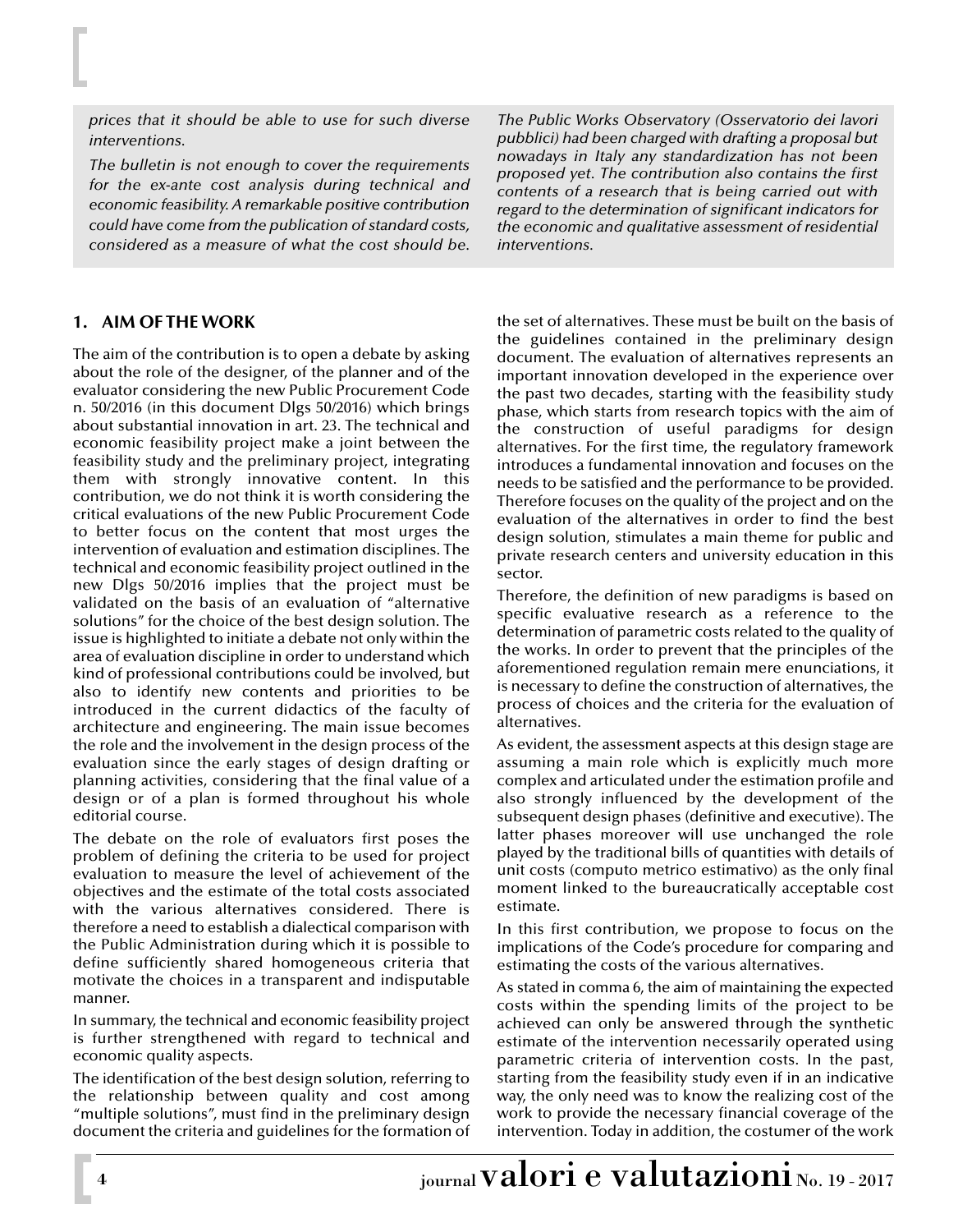*prices that it should be able to use for such diverse interventions.*

*The bulletin is not enough to cover the requirements for the ex-ante cost analysis during technical and economic feasibility. A remarkable positive contribution could have come from the publication of standard costs, considered as a measure of what the cost should be. The Public Works Observatory (Osservatorio dei lavori pubblici) had been charged with drafting a proposal but nowadays in Italy any standardization has not been proposed yet. The contribution also contains the first contents of a research that is being carried out with regard to the determination of significant indicators for the economic and qualitative assessment of residential interventions.*

## 1. AIM OF THE WORK

The aim of the contribution is to open a debate by asking about the role of the designer, of the planner and of the evaluator considering the new Public Procurement Code n. 50/2016 (in this document Dlgs 50/2016) which brings about substantial innovation in art. 23. The technical and economic feasibility project make a joint between the feasibility study and the preliminary project, integrating them with strongly innovative content. In this contribution, we do not think it is worth considering the critical evaluations of the new Public Procurement Code to better focus on the content that most urges the intervention of evaluation and estimation disciplines. The technical and economic feasibility project outlined in the new Dlgs 50/2016 implies that the project must be validated on the basis of an evaluation of "alternative solutions" for the choice of the best design solution. The issue is highlighted to initiate a debate not only within the area of evaluation discipline in order to understand which kind of professional contributions could be involved, but also to identify new contents and priorities to be introduced in the current didactics of the faculty of architecture and engineering. The main issue becomes the role and the involvement in the design process of the evaluation since the early stages of design drafting or planning activities, considering that the final value of a design or of a plan is formed throughout his whole editorial course.

The debate on the role of evaluators first poses the problem of defining the criteria to be used for project evaluation to measure the level of achievement of the objectives and the estimate of the total costs associated with the various alternatives considered. There is therefore a need to establish a dialectical comparison with the Public Administration during which it is possible to define sufficiently shared homogeneous criteria that motivate the choices in a transparent and indisputable manner.

In summary, the technical and economic feasibility project is further strengthened with regard to technical and economic quality aspects.

The identification of the best design solution, referring to the relationship between quality and cost among "multiple solutions", must find in the preliminary design document the criteria and guidelines for the formation of the set of alternatives. These must be built on the basis of the guidelines contained in the preliminary design document. The evaluation of alternatives represents an important innovation developed in the experience over the past two decades, starting with the feasibility study phase, which starts from research topics with the aim of the construction of useful paradigms for design alternatives. For the first time, the regulatory framework introduces a fundamental innovation and focuses on the needs to be satisfied and the performance to be provided. Therefore focuses on the quality of the project and on the evaluation of the alternatives in order to find the best design solution, stimulates a main theme for public and private research centers and university education in this sector.

Therefore, the definition of new paradigms is based on specific evaluative research as a reference to the determination of parametric costs related to the quality of the works. In order to prevent that the principles of the aforementioned regulation remain mere enunciations, it is necessary to define the construction of alternatives, the process of choices and the criteria for the evaluation of alternatives.

As evident, the assessment aspects at this design stage are assuming a main role which is explicitly much more complex and articulated under the estimation profile and also strongly influenced by the development of the subsequent design phases (definitive and executive). The latter phases moreover will use unchanged the role played by the traditional bills of quantities with details of unit costs (computo metrico estimativo) as the only final moment linked to the bureaucratically acceptable cost estimate.

In this first contribution, we propose to focus on the implications of the Code's procedure for comparing and estimating the costs of the various alternatives.

As stated in comma 6, the aim of maintaining the expected costs within the spending limits of the project to be achieved can only be answered through the synthetic estimate of the intervention necessarily operated using parametric criteria of intervention costs. In the past, starting from the feasibility study even if in an indicative way, the only need was to know the realizing cost of the work to provide the necessary financial coverage of the intervention. Today in addition, the costumer of the work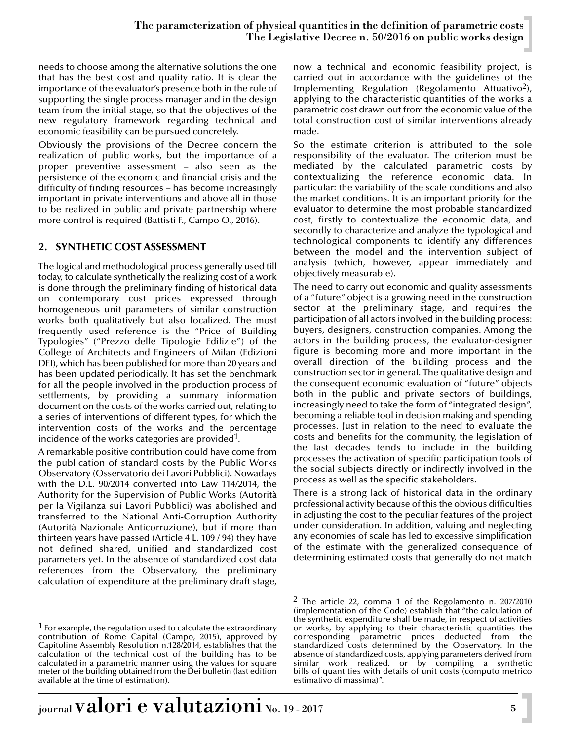needs to choose among the alternative solutions the one that has the best cost and quality ratio. It is clear the importance of the evaluator's presence both in the role of supporting the single process manager and in the design team from the initial stage, so that the objectives of the new regulatory framework regarding technical and economic feasibility can be pursued concretely.

Obviously the provisions of the Decree concern the realization of public works, but the importance of a proper preventive assessment – also seen as the persistence of the economic and financial crisis and the difficulty of finding resources – has become increasingly important in private interventions and above all in those to be realized in public and private partnership where more control is required (Battisti F., Campo O., 2016).

## 2. SYNTHETIC COST ASSESSMENT

The logical and methodological process generally used till today, to calculate synthetically the realizing cost of a work is done through the preliminary finding of historical data on contemporary cost prices expressed through homogeneous unit parameters of similar construction works both qualitatively but also localized. The most frequently used reference is the "Price of Building Typologies" ("Prezzo delle Tipologie Edilizie") of the College of Architects and Engineers of Milan (Edizioni DEI), which has been published for more than 20 years and has been updated periodically. It has set the benchmark for all the people involved in the production process of settlements, by providing a summary information document on the costs of the works carried out, relating to a series of interventions of different types, for which the intervention costs of the works and the percentage incidence of the works categories are provided[1].

A remarkable positive contribution could have come from the publication of standard costs by the Public Works Observatory (Osservatorio dei Lavori Pubblici). Nowadays with the D.L. 90/2014 converted into Law 114/2014, the Authority for the Supervision of Public Works (Autorità per la Vigilanza sui Lavori Pubblici) was abolished and transferred to the National Anti-Corruption Authority (Autorità Nazionale Anticorruzione), but if more than thirteen years have passed (Article 4 L. 109 / 94) they have not defined shared, unified and standardized cost parameters yet. In the absence of standardized cost data references from the Observatory, the preliminary calculation of expenditure at the preliminary draft stage, now a technical and economic feasibility project, is carried out in accordance with the guidelines of the Implementing Regulation (Regolamento Attuativo[2]), applying to the characteristic quantities of the works a parametric cost drawn out from the economic value of the total construction cost of similar interventions already made.

So the estimate criterion is attributed to the sole responsibility of the evaluator. The criterion must be mediated by the calculated parametric costs by contextualizing the reference economic data. In particular: the variability of the scale conditions and also the market conditions. It is an important priority for the evaluator to determine the most probable standardized cost, firstly to contextualize the economic data, and secondly to characterize and analyze the typological and technological components to identify any differences between the model and the intervention subject of analysis (which, however, appear immediately and objectively measurable).

The need to carry out economic and quality assessments of a "future" object is a growing need in the construction sector at the preliminary stage, and requires the participation of all actors involved in the building process: buyers, designers, construction companies. Among the actors in the building process, the evaluator-designer figure is becoming more and more important in the overall direction of the building process and the construction sector in general. The qualitative design and the consequent economic evaluation of "future" objects both in the public and private sectors of buildings, increasingly need to take the form of "integrated design", becoming a reliable tool in decision making and spending processes. Just in relation to the need to evaluate the costs and benefits for the community, the legislation of the last decades tends to include in the building processes the activation of specific participation tools of the social subjects directly or indirectly involved in the process as well as the specific stakeholders.

There is a strong lack of historical data in the ordinary professional activity because of this the obvious difficulties in adjusting the cost to the peculiar features of the project under consideration. In addition, valuing and neglecting any economies of scale has led to excessive simplification of the estimate with the generalized consequence of determining estimated costs that generally do not match

---

[1] For example, the regulation used to calculate the extraordinary contribution of Rome Capital (Campo, 2015), approved by Capitoline Assembly Resolution n.128/2014, establishes that the calculation of the technical cost of the building has to be calculated in a parametric manner using the values for square meter of the building obtained from the Dei bulletin (last edition available at the time of estimation).

[2] The article 22, comma 1 of the Regolamento n. 207/2010 (implementation of the Code) establish that "the calculation of the synthetic expenditure shall be made, in respect of activities or works, by applying to their characteristic quantities the corresponding parametric prices deducted from the standardized costs determined by the Observatory. In the absence of standardized costs, applying parameters derived from similar work realized, or by compiling a synthetic bills of quantities with details of unit costs (computo metrico estimativo di massima)".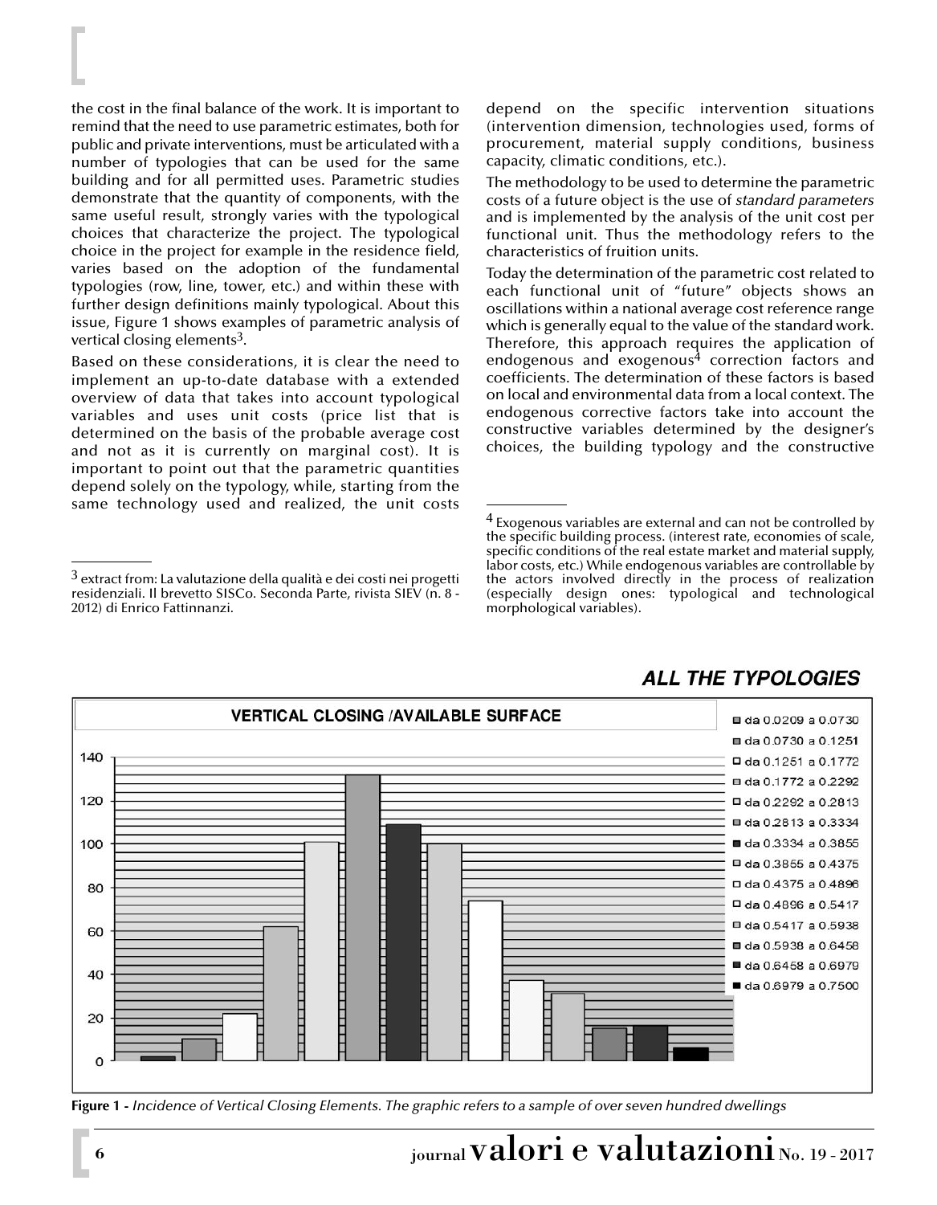the cost in the final balance of the work. It is important to remind that the need to use parametric estimates, both for public and private interventions, must be articulated with a number of typologies that can be used for the same building and for all permitted uses. Parametric studies demonstrate that the quantity of components, with the same useful result, strongly varies with the typological choices that characterize the project. The typological choice in the project for example in the residence field, varies based on the adoption of the fundamental typologies (row, line, tower, etc.) and within these with further design definitions mainly typological. About this issue, Figure 1 shows examples of parametric analysis of vertical closing elements[3].

Based on these considerations, it is clear the need to implement an up-to-date database with a extended overview of data that takes into account typological variables and uses unit costs (price list that is determined on the basis of the probable average cost and not as it is currently on marginal cost). It is important to point out that the parametric quantities depend solely on the typology, while, starting from the same technology used and realized, the unit costs depend on the specific intervention situations (intervention dimension, technologies used, forms of procurement, material supply conditions, business capacity, climatic conditions, etc.).

The methodology to be used to determine the parametric costs of a future object is the use of *standard parameters* and is implemented by the analysis of the unit cost per functional unit. Thus the methodology refers to the characteristics of fruition units.

Today the determination of the parametric cost related to each functional unit of "future" objects shows an oscillations within a national average cost reference range which is generally equal to the value of the standard work. Therefore, this approach requires the application of endogenous and exogenous[4] correction factors and coefficients. The determination of these factors is based on local and environmental data from a local context. The endogenous corrective factors take into account the constructive variables determined by the designer's choices, the building typology and the constructive

[3] extract from: La valutazione della qualità e dei costi nei progetti residenziali. Il brevetto SISCo. Seconda Parte, rivista SIEV (n. 8 - 2012) di Enrico Fattinnanzi.

[4] Exogenous variables are external and can not be controlled by the specific building process. (interest rate, economies of scale, specific conditions of the real estate market and material supply, labor costs, etc.) While endogenous variables are controllable by the actors involved directly in the process of realization (especially design ones: typological and technological morphological variables).

**ALL THE TYPOLOGIES**

**VERTICAL CLOSING /AVAILABLE SURFACE**

| Range | Value (approx.) |
|---|---|
| da 0.0209 a 0.0730 | 2 |
| da 0.0730 a 0.1251 | 10 |
| da 0.1251 a 0.1772 | 22 |
| da 0.1772 a 0.2292 | 62 |
| da 0.2292 a 0.2813 | 101 |
| da 0.2813 a 0.3334 | 132 |
| da 0.3334 a 0.3855 | 109 |
| da 0.3855 a 0.4375 | 100 |
| da 0.4375 a 0.4896 | 74 |
| da 0.4896 a 0.5417 | 37 |
| da 0.5417 a 0.5938 | 31 |
| da 0.5938 a 0.6458 | 15 |
| da 0.6458 a 0.6979 | 16 |
| da 0.6979 a 0.7500 | 6 |

**Figure 1 -** *Incidence of Vertical Closing Elements. The graphic refers to a sample of over seven hundred dwellings*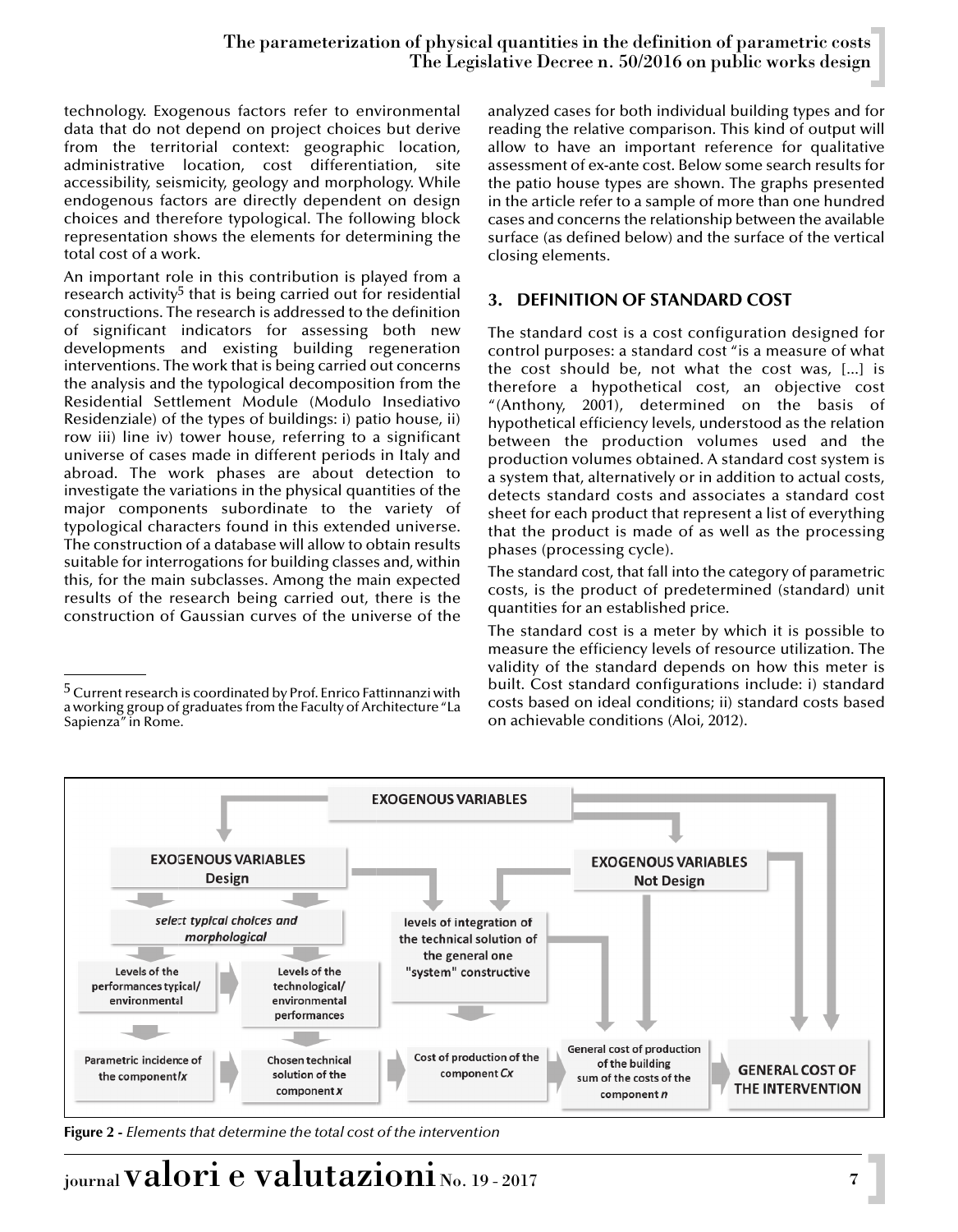technology. Exogenous factors refer to environmental data that do not depend on project choices but derive from the territorial context: geographic location, administrative location, cost differentiation, site accessibility, seismicity, geology and morphology. While endogenous factors are directly dependent on design choices and therefore typological. The following block representation shows the elements for determining the total cost of a work.

An important role in this contribution is played from a research activity[5] that is being carried out for residential constructions. The research is addressed to the definition of significant indicators for assessing both new developments and existing building regeneration interventions. The work that is being carried out concerns the analysis and the typological decomposition from the Residential Settlement Module (Modulo Insediativo Residenziale) of the types of buildings: i) patio house, ii) row iii) line iv) tower house, referring to a significant universe of cases made in different periods in Italy and abroad. The work phases are about detection to investigate the variations in the physical quantities of the major components subordinate to the variety of typological characters found in this extended universe. The construction of a database will allow to obtain results suitable for interrogations for building classes and, within this, for the main subclasses. Among the main expected results of the research being carried out, there is the construction of Gaussian curves of the universe of the analyzed cases for both individual building types and for reading the relative comparison. This kind of output will allow to have an important reference for qualitative assessment of ex-ante cost. Below some search results for the patio house types are shown. The graphs presented in the article refer to a sample of more than one hundred cases and concerns the relationship between the available surface (as defined below) and the surface of the vertical closing elements.

[5] Current research is coordinated by Prof. Enrico Fattinnanzi with a working group of graduates from the Faculty of Architecture "La Sapienza" in Rome.

## 3. DEFINITION OF STANDARD COST

The standard cost is a cost configuration designed for control purposes: a standard cost "is a measure of what the cost should be, not what the cost was, [...] is therefore a hypothetical cost, an objective cost "(Anthony, 2001), determined on the basis of hypothetical efficiency levels, understood as the relation between the production volumes used and the production volumes obtained. A standard cost system is a system that, alternatively or in addition to actual costs, detects standard costs and associates a standard cost sheet for each product that represent a list of everything that the product is made of as well as the processing phases (processing cycle).

The standard cost, that fall into the category of parametric costs, is the product of predetermined (standard) unit quantities for an established price.

The standard cost is a meter by which it is possible to measure the efficiency levels of resource utilization. The validity of the standard depends on how this meter is built. Cost standard configurations include: i) standard costs based on ideal conditions; ii) standard costs based on achievable conditions (Aloi, 2012).

EXOGENOUS VARIABLES

EXOGENOUS VARIABLES Design

EXOGENOUS VARIABLES Not Design

select typical choices and morphological

levels of integration of the technical solution of the general one "system" constructive

Levels of the performances typical/ environmental

Levels of the technological/ environmental performances

Parametric incidence of the component *Ix*

Chosen technical solution of the component *x*

Cost of production of the component *Cx*

General cost of production of the building sum of the costs of the component *n*

GENERAL COST OF THE INTERVENTION

**Figure 2 -** *Elements that determine the total cost of the intervention*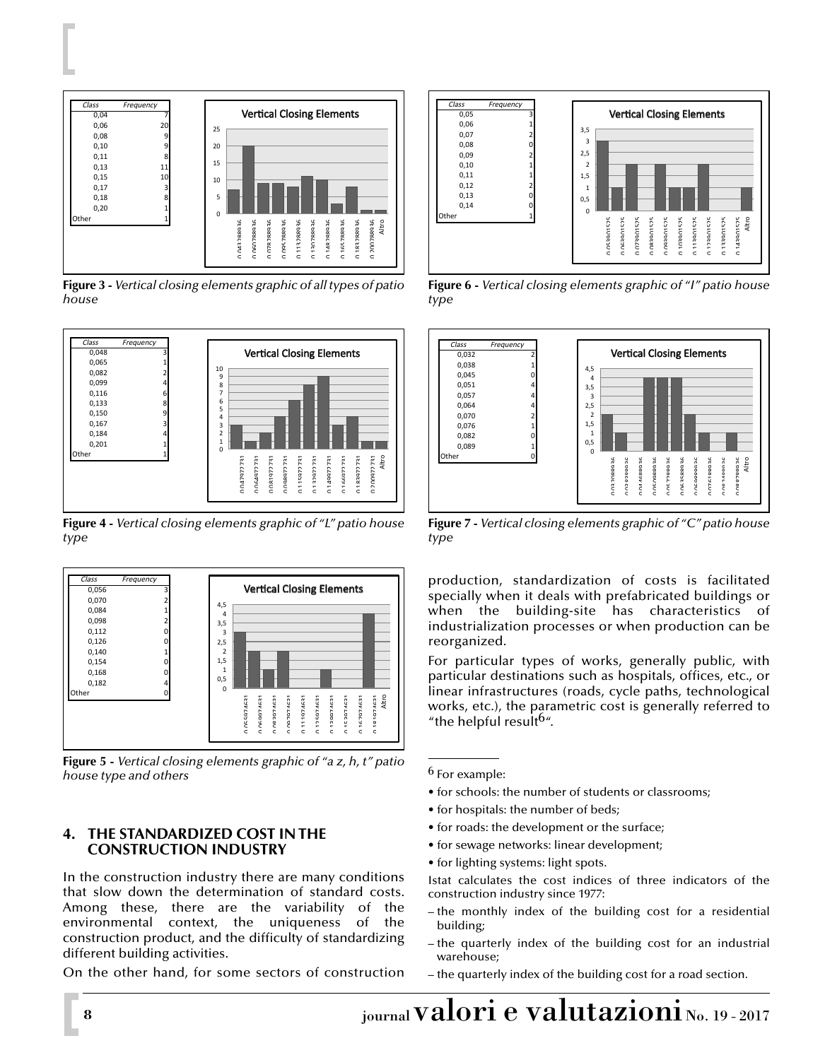| Class | Frequency |
|---|---|
| 0,04 | 7 |
| 0,06 | 20 |
| 0,08 | 9 |
| 0,10 | 9 |
| 0,11 | 8 |
| 0,13 | 11 |
| 0,15 | 10 |
| 0,17 | 3 |
| 0,18 | 8 |
| 0,20 | 1 |
| Other | 1 |

**Figure 3 -** *Vertical closing elements graphic of all types of patio house*

| Class | Frequency |
|---|---|
| 0,048 | 3 |
| 0,065 | 1 |
| 0,082 | 2 |
| 0,099 | 4 |
| 0,116 | 6 |
| 0,133 | 8 |
| 0,150 | 9 |
| 0,167 | 3 |
| 0,184 | 4 |
| 0,201 | 1 |
| Other | 1 |

**Figure 4 -** *Vertical closing elements graphic of "L" patio house type*

| Class | Frequency |
|---|---|
| 0,056 | 3 |
| 0,070 | 2 |
| 0,084 | 1 |
| 0,098 | 2 |
| 0,112 | 0 |
| 0,126 | 0 |
| 0,140 | 1 |
| 0,154 | 0 |
| 0,168 | 0 |
| 0,182 | 4 |
| Other | 0 |

**Figure 5 -** *Vertical closing elements graphic of "a z, h, t" patio house type and others*

| Class | Frequency |
|---|---|
| 0,05 | 3 |
| 0,06 | 1 |
| 0,07 | 2 |
| 0,08 | 0 |
| 0,09 | 2 |
| 0,10 | 1 |
| 0,11 | 1 |
| 0,12 | 2 |
| 0,13 | 0 |
| 0,14 | 0 |
| Other | 1 |

**Figure 6 -** *Vertical closing elements graphic of "I" patio house type*

| Class | Frequency |
|---|---|
| 0,032 | 2 |
| 0,038 | 1 |
| 0,045 | 0 |
| 0,051 | 4 |
| 0,057 | 4 |
| 0,064 | 4 |
| 0,070 | 2 |
| 0,076 | 1 |
| 0,082 | 0 |
| 0,089 | 1 |
| Other | 0 |

**Figure 7 -** *Vertical closing elements graphic of "C" patio house type*

## 4. THE STANDARDIZED COST IN THE CONSTRUCTION INDUSTRY

In the construction industry there are many conditions that slow down the determination of standard costs. Among these, there are the variability of the environmental context, the uniqueness of the construction product, and the difficulty of standardizing different building activities.

On the other hand, for some sectors of construction production, standardization of costs is facilitated specially when it deals with prefabricated buildings or when the building-site has characteristics of industrialization processes or when production can be reorganized.

For particular types of works, generally public, with particular destinations such as hospitals, offices, etc., or linear infrastructures (roads, cycle paths, technological works, etc.), the parametric cost is generally referred to "the helpful result[6]".

[6] For example:

- for schools: the number of students or classrooms;
- for hospitals: the number of beds;
- for roads: the development or the surface;
- for sewage networks: linear development;
- for lighting systems: light spots.

Istat calculates the cost indices of three indicators of the construction industry since 1977:

– the monthly index of the building cost for a residential building;

– the quarterly index of the building cost for an industrial warehouse;

– the quarterly index of the building cost for a road section.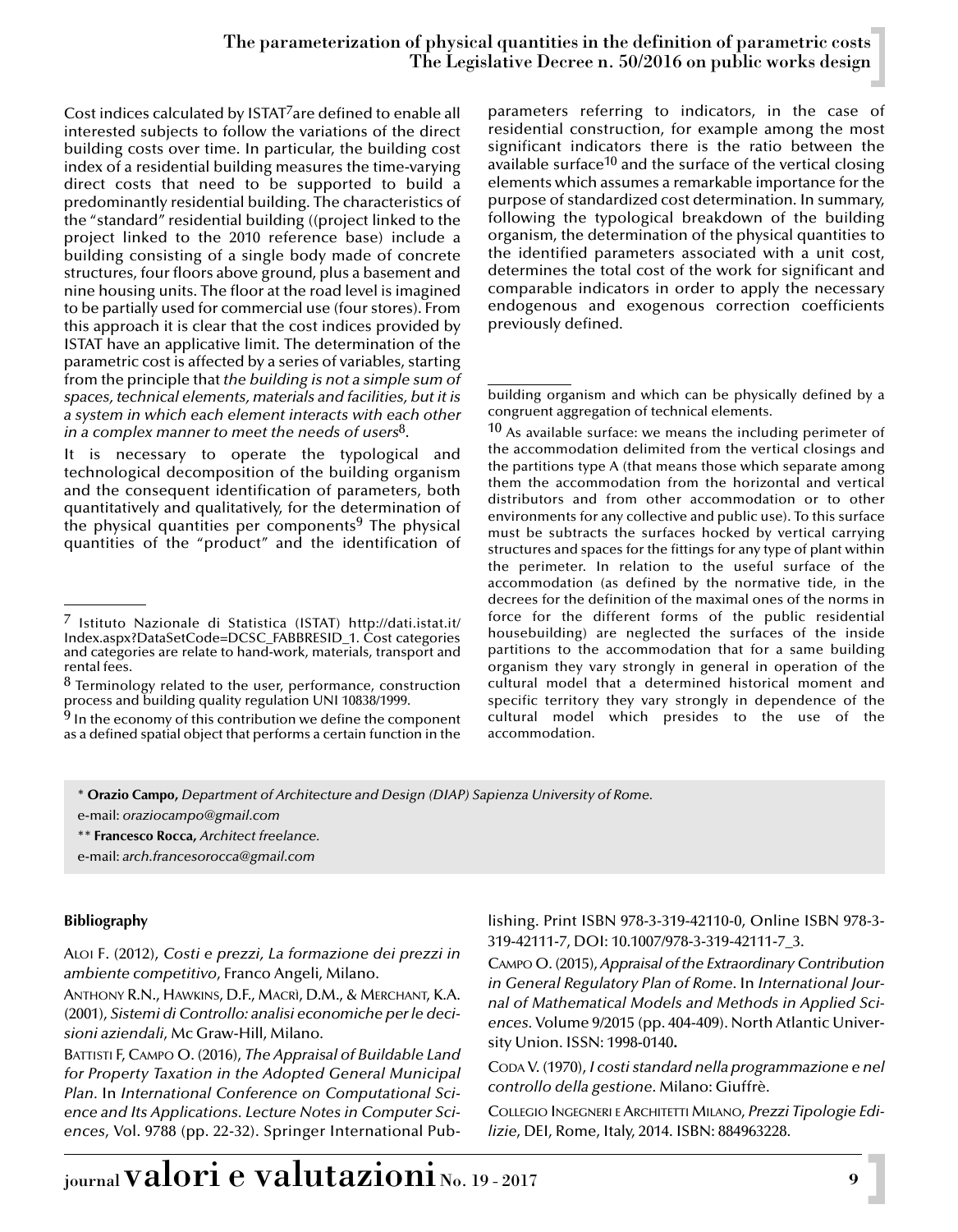Cost indices calculated by ISTAT[7]are defined to enable all interested subjects to follow the variations of the direct building costs over time. In particular, the building cost index of a residential building measures the time-varying direct costs that need to be supported to build a predominantly residential building. The characteristics of the "standard" residential building ((project linked to the project linked to the 2010 reference base) include a building consisting of a single body made of concrete structures, four floors above ground, plus a basement and nine housing units. The floor at the road level is imagined to be partially used for commercial use (four stores). From this approach it is clear that the cost indices provided by ISTAT have an applicative limit. The determination of the parametric cost is affected by a series of variables, starting from the principle that *the building is not a simple sum of spaces, technical elements, materials and facilities, but it is a system in which each element interacts with each other in a complex manner to meet the needs of users*[8].

It is necessary to operate the typological and technological decomposition of the building organism and the consequent identification of parameters, both quantitatively and qualitatively, for the determination of the physical quantities per components[9] The physical quantities of the "product" and the identification of parameters referring to indicators, in the case of residential construction, for example among the most significant indicators there is the ratio between the available surface[10] and the surface of the vertical closing elements which assumes a remarkable importance for the purpose of standardized cost determination. In summary, following the typological breakdown of the building organism, the determination of the physical quantities to the identified parameters associated with a unit cost, determines the total cost of the work for significant and comparable indicators in order to apply the necessary endogenous and exogenous correction coefficients previously defined.

---

[7] Istituto Nazionale di Statistica (ISTAT) http://dati.istat.it/Index.aspx?DataSetCode=DCSC_FABBRESID_1. Cost categories and categories are relate to hand-work, materials, transport and rental fees.

[8] Terminology related to the user, performance, construction process and building quality regulation UNI 10838/1999.

[9] In the economy of this contribution we define the component as a defined spatial object that performs a certain function in the building organism and which can be physically defined by a congruent aggregation of technical elements.

[10] As available surface: we means the including perimeter of the accommodation delimited from the vertical closings and the partitions type A (that means those which separate among them the accommodation from the horizontal and vertical distributors and from other accommodation or to other environments for any collective and public use). To this surface must be subtracts the surfaces hocked by vertical carrying structures and spaces for the fittings for any type of plant within the perimeter. In relation to the useful surface of the accommodation (as defined by the normative tide, in the decrees for the definition of the maximal ones of the norms in force for the different forms of the public residential housebuilding) are neglected the surfaces of the inside partitions to the accommodation that for a same building organism they vary strongly in general in operation of the cultural model that a determined historical moment and specific territory they vary strongly in dependence of the cultural model which presides to the use of the accommodation.

---

\* **Orazio Campo,** *Department of Architecture and Design (DIAP) Sapienza University of Rome.*
e-mail: *oraziocampo@gmail.com*

\*\* **Francesco Rocca,** *Architect freelance.*
e-mail: *arch.francesorocca@gmail.com*

#### Bibliography

Aloi F. (2012), *Costi e prezzi, La formazione dei prezzi in ambiente competitivo*, Franco Angeli, Milano.

Anthony R.N., Hawkins, D.F., Macrì, D.M., & Merchant, K.A. (2001), *Sistemi di Controllo: analisi economiche per le decisioni aziendali*, Mc Graw-Hill, Milano.

Battisti F, Campo O. (2016), *The Appraisal of Buildable Land for Property Taxation in the Adopted General Municipal Plan.* In *International Conference on Computational Science and Its Applications. Lecture Notes in Computer Sciences*, Vol. 9788 (pp. 22-32). Springer International Publishing. Print ISBN 978-3-319-42110-0, Online ISBN 978-3-319-42111-7, DOI: 10.1007/978-3-319-42111-7_3.

Campo O. (2015), *Appraisal of the Extraordinary Contribution in General Regulatory Plan of Rome.* In *International Journal of Mathematical Models and Methods in Applied Sciences*. Volume 9/2015 (pp. 404-409). North Atlantic University Union. ISSN: 1998-0140**.**

Coda V. (1970), *I costi standard nella programmazione e nel controllo della gestione*. Milano: Giuffrè.

Collegio Ingegneri e Architetti Milano, *Prezzi Tipologie Edilizie*, DEI, Rome, Italy, 2014. ISBN: 884963228.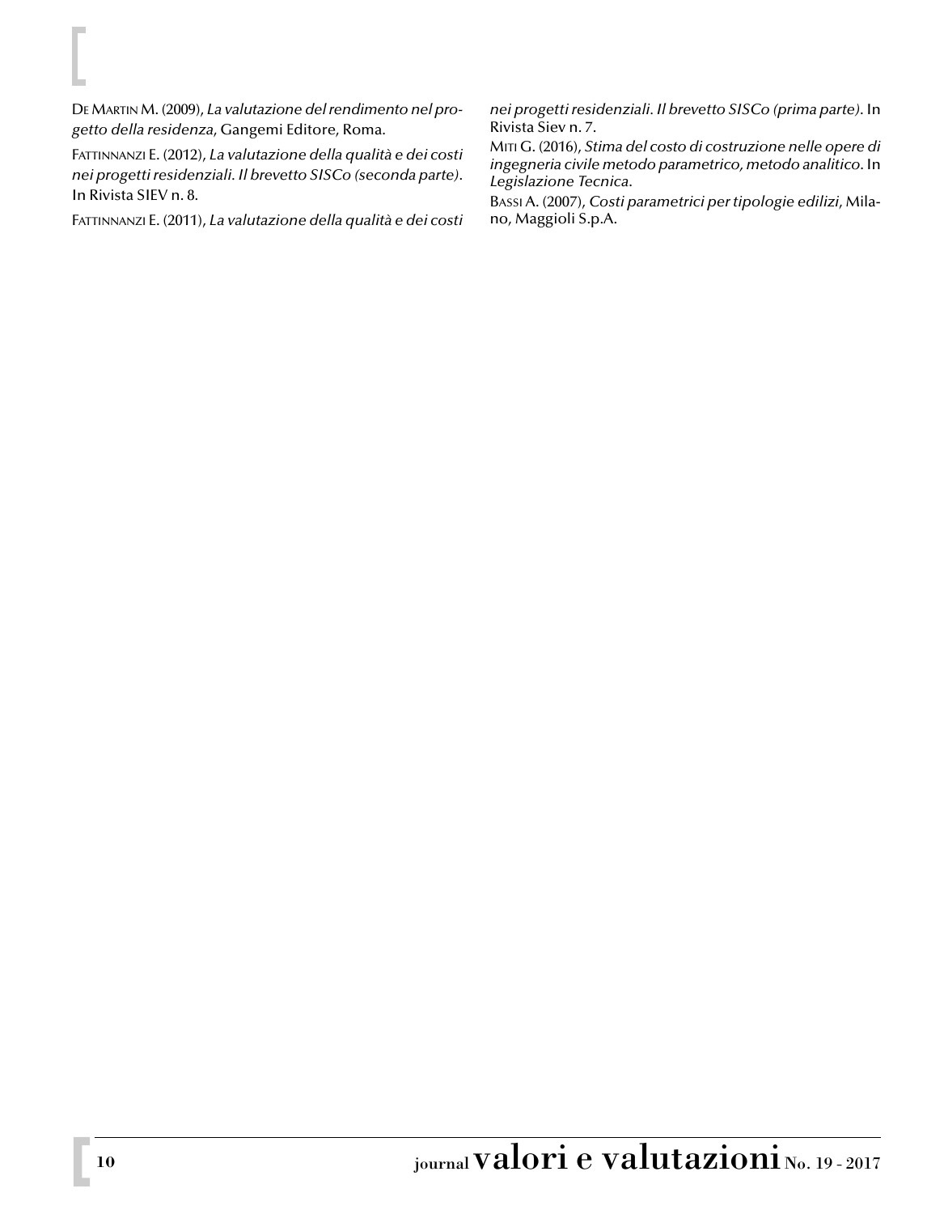De Martin M. (2009), *La valutazione del rendimento nel progetto della residenza*, Gangemi Editore, Roma.

Fattinnanzi E. (2012), *La valutazione della qualità e dei costi nei progetti residenziali. Il brevetto SISCo (seconda parte)*. In Rivista SIEV n. 8.

Fattinnanzi E. (2011), *La valutazione della qualità e dei costi nei progetti residenziali. Il brevetto SISCo (prima parte)*. In Rivista Siev n. 7.

Miti G. (2016), *Stima del costo di costruzione nelle opere di ingegneria civile metodo parametrico, metodo analitico*. In *Legislazione Tecnica*.

Bassi A. (2007), *Costi parametrici per tipologie edilizi*, Milano, Maggioli S.p.A.